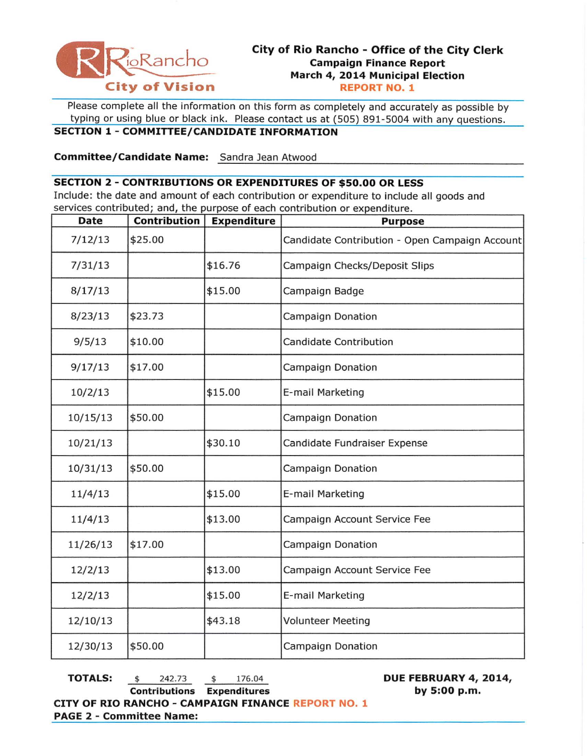RioRancho City of Vision

# City of Rio Rancho - Office of the City Clerk

## Campaign Finance Report

## March 4, 2014 Municipal Election

## REPORT NO. 1

Please complete all the information on this form as completely and accurately as possible by typing or using blue or black ink. Please contact us at (505) 891-5004 with any questions.

### SECTION 1 - COMMITTEE/CANDIDATE INFORMATION

**Committee/Candidate Name:** Sandra Jean Atwood

### SECTION 2 - CONTRIBUTIONS OR EXPENDITURES OF $50.00 OR LESS

Include: the date and amount of each contribution or expenditure to include all goods and services contributed; and, the purpose of each contribution or expenditure.

| Date | Contribution | Expenditure | Purpose |
|---|---|---|---|
| 7/12/13 | $25.00 | | Candidate Contribution - Open Campaign Account |
| 7/31/13 | | $16.76 | Campaign Checks/Deposit Slips |
| 8/17/13 | | $15.00 | Campaign Badge |
| 8/23/13 | $23.73 | | Campaign Donation |
| 9/5/13 | $10.00 | | Candidate Contribution |
| 9/17/13 | $17.00 | | Campaign Donation |
| 10/2/13 | | $15.00 | E-mail Marketing |
| 10/15/13 | $50.00 | | Campaign Donation |
| 10/21/13 | | $30.10 | Candidate Fundraiser Expense |
| 10/31/13 | $50.00 | | Campaign Donation |
| 11/4/13 | | $15.00 | E-mail Marketing |
| 11/4/13 | | $13.00 | Campaign Account Service Fee |
| 11/26/13 | $17.00 | | Campaign Donation |
| 12/2/13 | | $13.00 | Campaign Account Service Fee |
| 12/2/13 | | $15.00 | E-mail Marketing |
| 12/10/13 | | $43.18 | Volunteer Meeting |
| 12/30/13 | $50.00 | | Campaign Donation |

**TOTALS:** $ 242.73 (Contributions) $ 176.04 (Expenditures)

**DUE FEBRUARY 4, 2014, by 5:00 p.m.**

**CITY OF RIO RANCHO - CAMPAIGN FINANCE REPORT NO. 1**
**PAGE 2 - Committee Name:**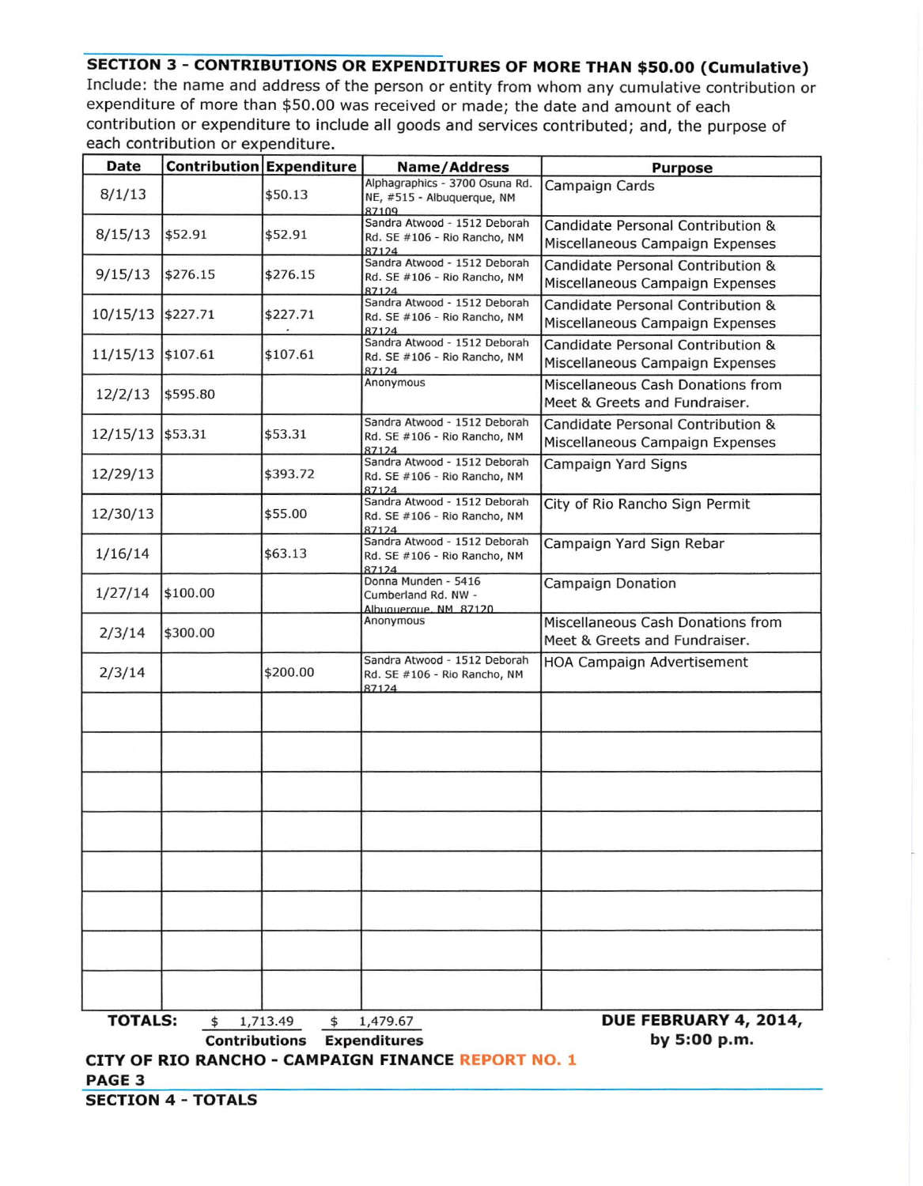## SECTION 3 - CONTRIBUTIONS OR EXPENDITURES OF MORE THAN $50.00 (Cumulative)

Include: the name and address of the person or entity from whom any cumulative contribution or expenditure of more than $50.00 was received or made; the date and amount of each contribution or expenditure to include all goods and services contributed; and, the purpose of each contribution or expenditure.

| Date | Contribution | Expenditure | Name/Address | Purpose |
|---|---|---|---|---|
| 8/1/13 | | $50.13 | Alphagraphics - 3700 Osuna Rd. NE, #515 - Albuquerque, NM 87109 | Campaign Cards |
| 8/15/13 | $52.91 | $52.91 | Sandra Atwood - 1512 Deborah Rd. SE #106 - Rio Rancho, NM 87124 | Candidate Personal Contribution & Miscellaneous Campaign Expenses |
| 9/15/13 | $276.15 | $276.15 | Sandra Atwood - 1512 Deborah Rd. SE #106 - Rio Rancho, NM 87124 | Candidate Personal Contribution & Miscellaneous Campaign Expenses |
| 10/15/13 | $227.71 | $227.71 | Sandra Atwood - 1512 Deborah Rd. SE #106 - Rio Rancho, NM 87124 | Candidate Personal Contribution & Miscellaneous Campaign Expenses |
| 11/15/13 | $107.61 | $107.61 | Sandra Atwood - 1512 Deborah Rd. SE #106 - Rio Rancho, NM 87124 | Candidate Personal Contribution & Miscellaneous Campaign Expenses |
| 12/2/13 | $595.80 | | Anonymous | Miscellaneous Cash Donations from Meet & Greets and Fundraiser. |
| 12/15/13 | $53.31 | $53.31 | Sandra Atwood - 1512 Deborah Rd. SE #106 - Rio Rancho, NM 87124 | Candidate Personal Contribution & Miscellaneous Campaign Expenses |
| 12/29/13 | | $393.72 | Sandra Atwood - 1512 Deborah Rd. SE #106 - Rio Rancho, NM 87124 | Campaign Yard Signs |
| 12/30/13 | | $55.00 | Sandra Atwood - 1512 Deborah Rd. SE #106 - Rio Rancho, NM 87124 | City of Rio Rancho Sign Permit |
| 1/16/14 | | $63.13 | Sandra Atwood - 1512 Deborah Rd. SE #106 - Rio Rancho, NM 87124 | Campaign Yard Sign Rebar |
| 1/27/14 | $100.00 | | Donna Munden - 5416 Cumberland Rd. NW - Albuquerque, NM 87120 | Campaign Donation |
| 2/3/14 | $300.00 | | Anonymous | Miscellaneous Cash Donations from Meet & Greets and Fundraiser. |
| 2/3/14 | | $200.00 | Sandra Atwood - 1512 Deborah Rd. SE #106 - Rio Rancho, NM 87124 | HOA Campaign Advertisement |
| | | | | |
| | | | | |
| | | | | |
| | | | | |
| | | | | |
| | | | | |
| | | | | |
| | | | | |

**TOTALS:** $ 1,713.49 **Contributions** $ 1,479.67 **Expenditures**

**DUE FEBRUARY 4, 2014, by 5:00 p.m.**

**CITY OF RIO RANCHO - CAMPAIGN FINANCE REPORT NO. 1**

**PAGE 3**

## SECTION 4 - TOTALS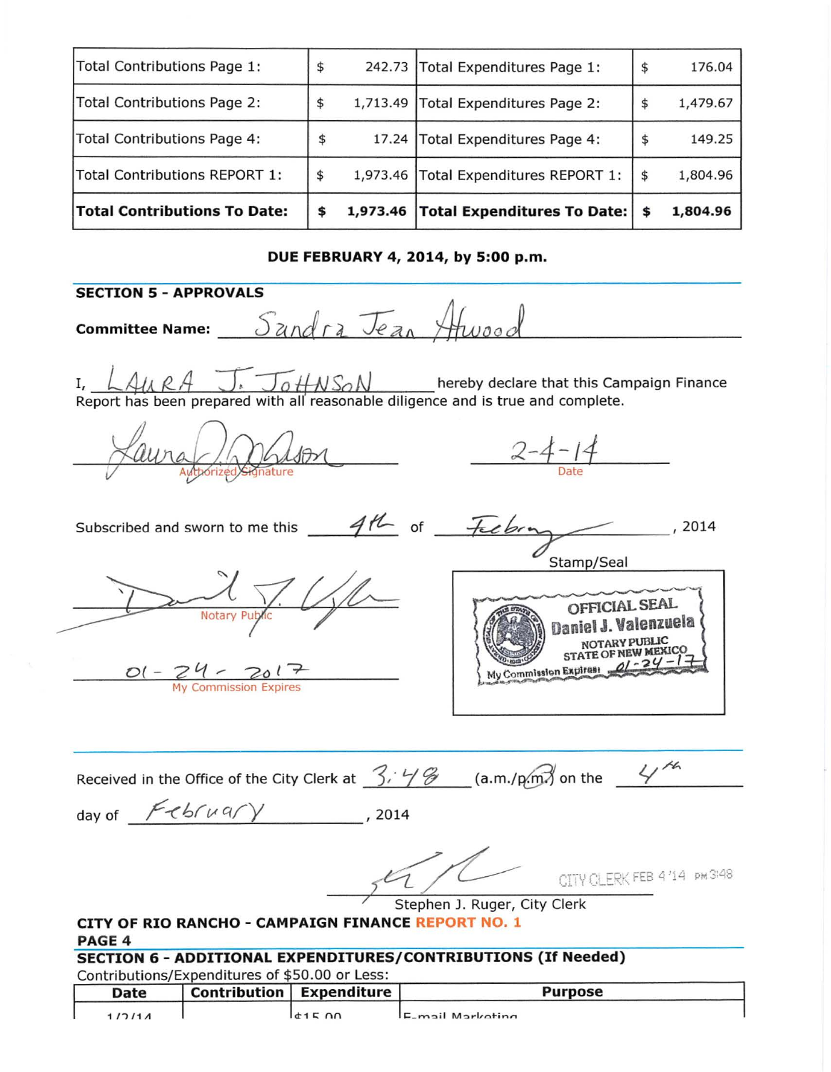| Total Contributions Page 1: | $ | 242.73 | Total Expenditures Page 1: | $ | 176.04 |
|---|---|---|---|---|---|
| Total Contributions Page 2: | $ | 1,713.49 | Total Expenditures Page 2: | $ | 1,479.67 |
| Total Contributions Page 4: | $ | 17.24 | Total Expenditures Page 4: | $ | 149.25 |
| Total Contributions REPORT 1: | $ | 1,973.46 | Total Expenditures REPORT 1: | $ | 1,804.96 |
| **Total Contributions To Date:** | **$** | **1,973.46** | **Total Expenditures To Date:** | **$** | **1,804.96** |

**DUE FEBRUARY 4, 2014, by 5:00 p.m.**

**SECTION 5 - APPROVALS**

**Committee Name:** Sandra Jean Atwood

I, LAURA J. JOHNSON hereby declare that this Campaign Finance Report has been prepared with all reasonable diligence and is true and complete.

Laura J. Johnson
Authorized Signature

2-4-14
Date

Subscribed and sworn to me this 4th of February, 2014

Stamp/Seal

OFFICIAL SEAL
Daniel J. Valenzuela
NOTARY PUBLIC
STATE OF NEW MEXICO
My Commission Expires: 01-24-17

Notary Public

01-24-2017
My Commission Expires

Received in the Office of the City Clerk at 3:48 (a.m./p.m.) on the 4th day of February, 2014

CITY CLERK FEB 4 '14 PM 3:48

Stephen J. Ruger, City Clerk

**CITY OF RIO RANCHO - CAMPAIGN FINANCE REPORT NO. 1**
**PAGE 4**

**SECTION 6 - ADDITIONAL EXPENDITURES/CONTRIBUTIONS (If Needed)**

Contributions/Expenditures of $50.00 or Less:

| Date | Contribution | Expenditure | Purpose |
|---|---|---|---|
| 1/2/14 | | $15.00 | E-mail Marketing |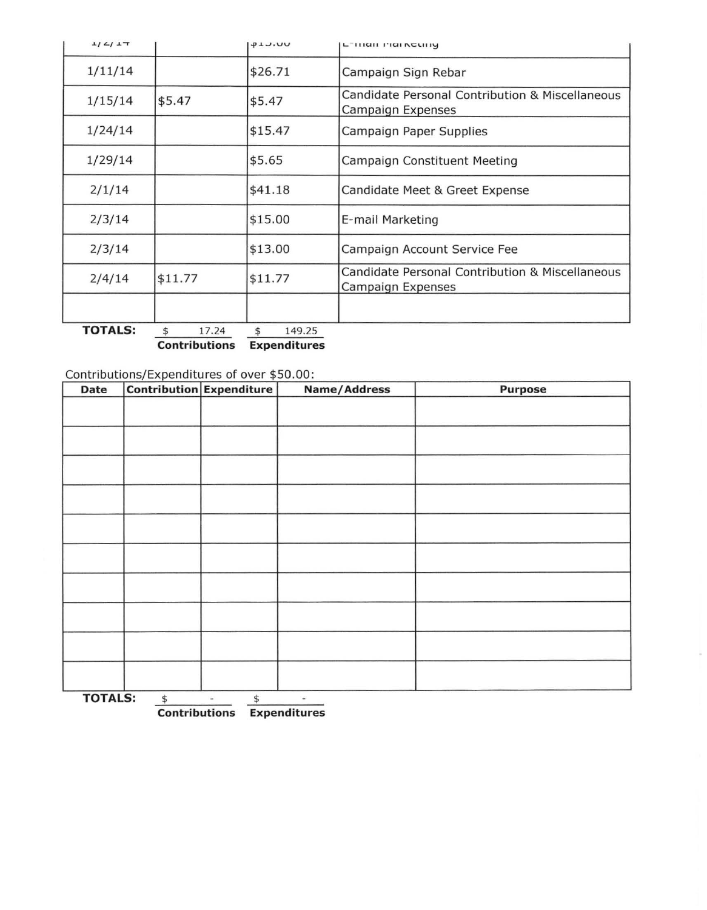| | | | |
|---|---|---|---|
| 1/2/14 | | $15.00 | E-mail Marketing |
| 1/11/14 | | $26.71 | Campaign Sign Rebar |
| 1/15/14 | $5.47 | $5.47 | Candidate Personal Contribution & Miscellaneous Campaign Expenses |
| 1/24/14 | | $15.47 | Campaign Paper Supplies |
| 1/29/14 | | $5.65 | Campaign Constituent Meeting |
| 2/1/14 | | $41.18 | Candidate Meet & Greet Expense |
| 2/3/14 | | $15.00 | E-mail Marketing |
| 2/3/14 | | $13.00 | Campaign Account Service Fee |
| 2/4/14 | $11.77 | $11.77 | Candidate Personal Contribution & Miscellaneous Campaign Expenses |
| | | | |
| **TOTALS:** | $ 17.24 **Contributions** | $ 149.25 **Expenditures** | |

Contributions/Expenditures of over $50.00:

| Date | Contribution | Expenditure | Name/Address | Purpose |
|---|---|---|---|---|
| | | | | |
| | | | | |
| | | | | |
| | | | | |
| | | | | |
| | | | | |
| | | | | |
| | | | | |
| | | | | |
| | | | | |
| **TOTALS:** | $ - **Contributions** | $ - **Expenditures** | | |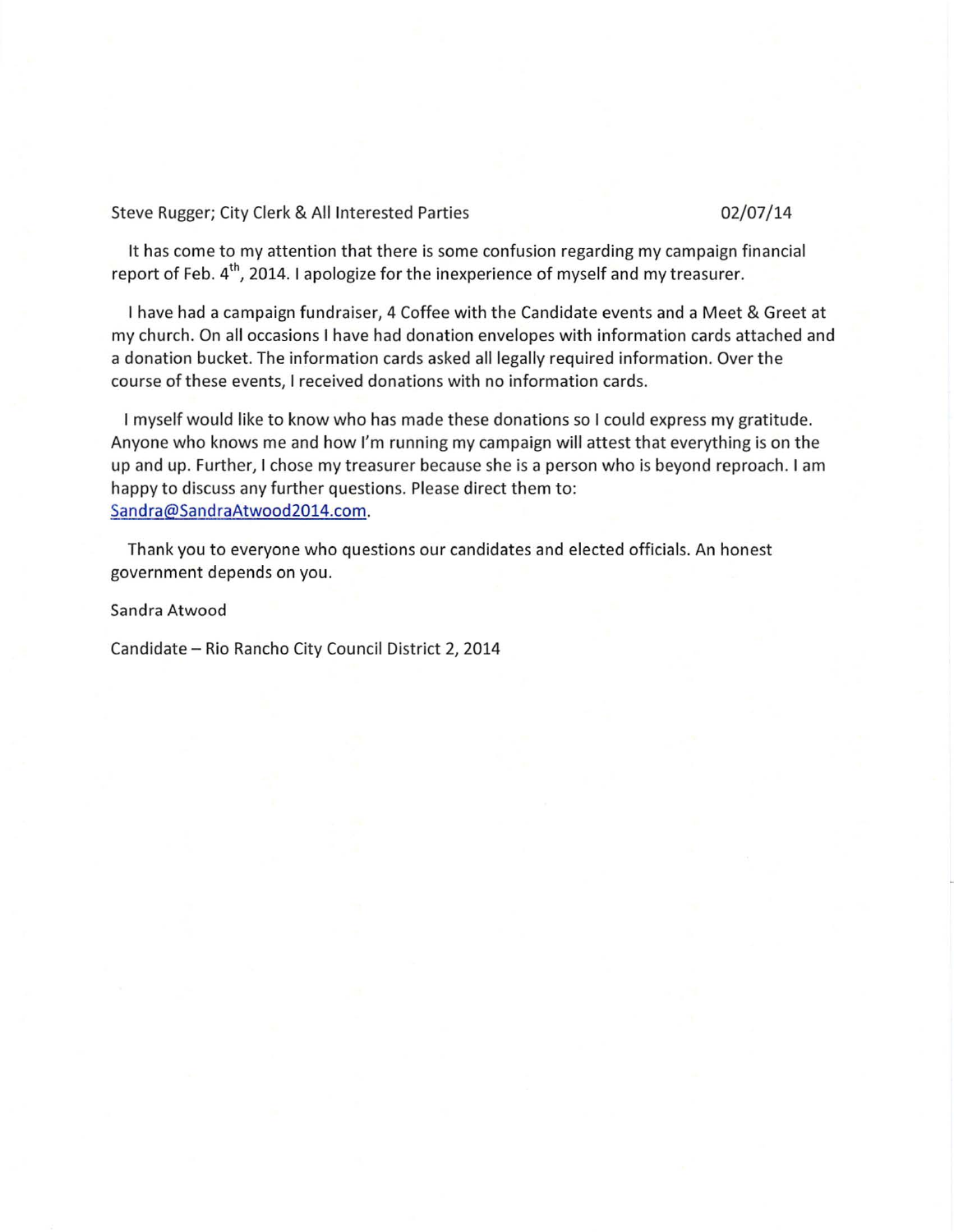Steve Rugger; City Clerk & All Interested Parties 02/07/14

It has come to my attention that there is some confusion regarding my campaign financial report of Feb. 4th, 2014. I apologize for the inexperience of myself and my treasurer.

I have had a campaign fundraiser, 4 Coffee with the Candidate events and a Meet & Greet at my church. On all occasions I have had donation envelopes with information cards attached and a donation bucket. The information cards asked all legally required information. Over the course of these events, I received donations with no information cards.

I myself would like to know who has made these donations so I could express my gratitude. Anyone who knows me and how I'm running my campaign will attest that everything is on the up and up. Further, I chose my treasurer because she is a person who is beyond reproach. I am happy to discuss any further questions. Please direct them to: Sandra@SandraAtwood2014.com.

Thank you to everyone who questions our candidates and elected officials. An honest government depends on you.

Sandra Atwood

Candidate – Rio Rancho City Council District 2, 2014